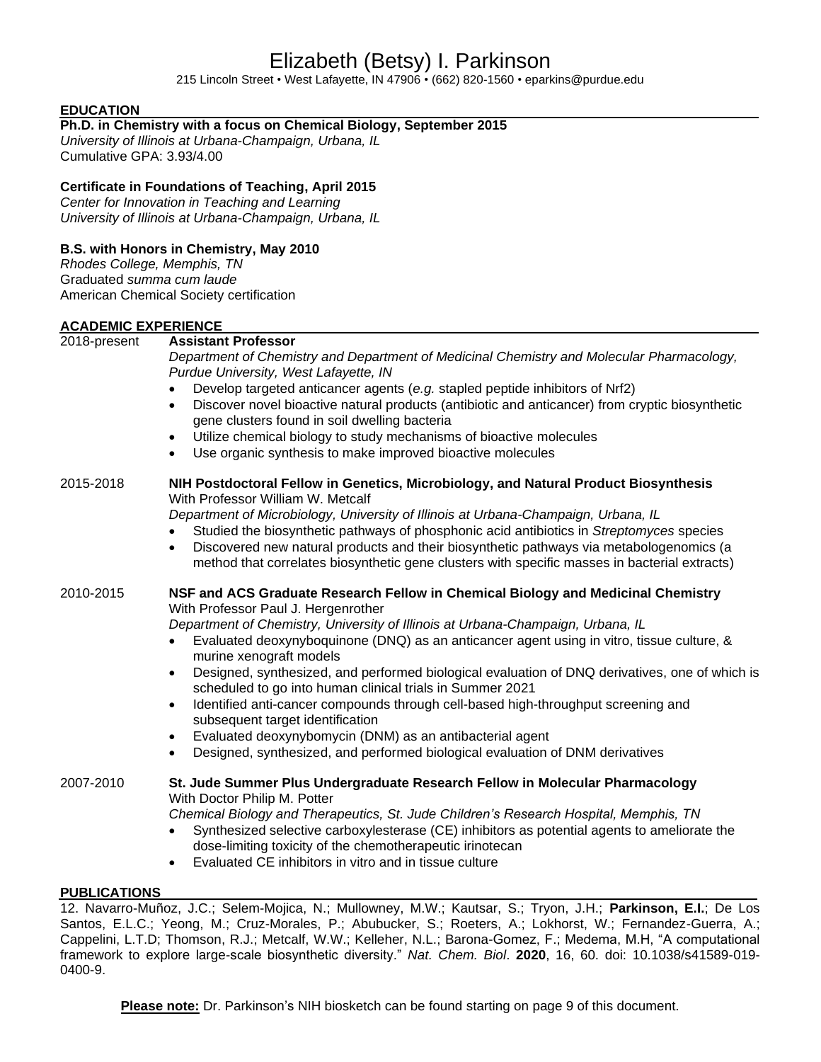# Elizabeth (Betsy) I. Parkinson

215 Lincoln Street • West Lafayette, IN 47906 • (662) 820-1560 • eparkins@purdue.edu

## EDUCATION

**Ph.D. in Chemistry with a focus on Chemical Biology, September 2015**
*University of Illinois at Urbana-Champaign, Urbana, IL*
Cumulative GPA: 3.93/4.00

**Certificate in Foundations of Teaching, April 2015**
*Center for Innovation in Teaching and Learning*
*University of Illinois at Urbana-Champaign, Urbana, IL*

**B.S. with Honors in Chemistry, May 2010**
*Rhodes College, Memphis, TN*
Graduated *summa cum laude*
American Chemical Society certification

## ACADEMIC EXPERIENCE

**2018-present — Assistant Professor**
*Department of Chemistry and Department of Medicinal Chemistry and Molecular Pharmacology, Purdue University, West Lafayette, IN*

- Develop targeted anticancer agents (*e.g.* stapled peptide inhibitors of Nrf2)
- Discover novel bioactive natural products (antibiotic and anticancer) from cryptic biosynthetic gene clusters found in soil dwelling bacteria
- Utilize chemical biology to study mechanisms of bioactive molecules
- Use organic synthesis to make improved bioactive molecules

**2015-2018 — NIH Postdoctoral Fellow in Genetics, Microbiology, and Natural Product Biosynthesis**
With Professor William W. Metcalf
*Department of Microbiology, University of Illinois at Urbana-Champaign, Urbana, IL*

- Studied the biosynthetic pathways of phosphonic acid antibiotics in *Streptomyces* species
- Discovered new natural products and their biosynthetic pathways via metabologenomics (a method that correlates biosynthetic gene clusters with specific masses in bacterial extracts)

**2010-2015 — NSF and ACS Graduate Research Fellow in Chemical Biology and Medicinal Chemistry**
With Professor Paul J. Hergenrother
*Department of Chemistry, University of Illinois at Urbana-Champaign, Urbana, IL*

- Evaluated deoxynyboquinone (DNQ) as an anticancer agent using in vitro, tissue culture, & murine xenograft models
- Designed, synthesized, and performed biological evaluation of DNQ derivatives, one of which is scheduled to go into human clinical trials in Summer 2021
- Identified anti-cancer compounds through cell-based high-throughput screening and subsequent target identification
- Evaluated deoxynybomycin (DNM) as an antibacterial agent
- Designed, synthesized, and performed biological evaluation of DNM derivatives

**2007-2010 — St. Jude Summer Plus Undergraduate Research Fellow in Molecular Pharmacology**
With Doctor Philip M. Potter
*Chemical Biology and Therapeutics, St. Jude Children's Research Hospital, Memphis, TN*

- Synthesized selective carboxylesterase (CE) inhibitors as potential agents to ameliorate the dose-limiting toxicity of the chemotherapeutic irinotecan
- Evaluated CE inhibitors in vitro and in tissue culture

## PUBLICATIONS

12. Navarro-Muñoz, J.C.; Selem-Mojica, N.; Mullowney, M.W.; Kautsar, S.; Tryon, J.H.; **Parkinson, E.I.**; De Los Santos, E.L.C.; Yeong, M.; Cruz-Morales, P.; Abubucker, S.; Roeters, A.; Lokhorst, W.; Fernandez-Guerra, A.; Cappelini, L.T.D; Thomson, R.J.; Metcalf, W.W.; Kelleher, N.L.; Barona-Gomez, F.; Medema, M.H, "A computational framework to explore large-scale biosynthetic diversity." *Nat. Chem. Biol*. **2020**, 16, 60. doi: 10.1038/s41589-019-0400-9.

**Please note:** Dr. Parkinson's NIH biosketch can be found starting on page 9 of this document.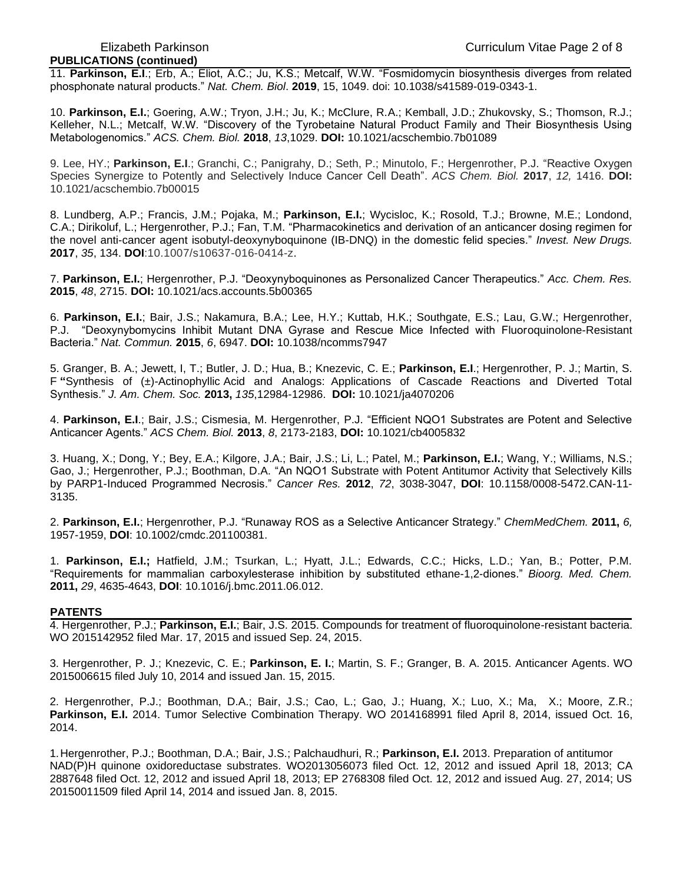## PUBLICATIONS (continued)

11. **Parkinson, E.I**.; Erb, A.; Eliot, A.C.; Ju, K.S.; Metcalf, W.W. "Fosmidomycin biosynthesis diverges from related phosphonate natural products." *Nat. Chem. Biol*. **2019**, 15, 1049. doi: 10.1038/s41589-019-0343-1.

10. **Parkinson, E.I.**; Goering, A.W.; Tryon, J.H.; Ju, K.; McClure, R.A.; Kemball, J.D.; Zhukovsky, S.; Thomson, R.J.; Kelleher, N.L.; Metcalf, W.W. "Discovery of the Tyrobetaine Natural Product Family and Their Biosynthesis Using Metabologenomics." *ACS. Chem. Biol.* **2018**, *13*,1029. **DOI:** 10.1021/acschembio.7b01089

9. Lee, HY.; **Parkinson, E.I**.; Granchi, C.; Panigrahy, D.; Seth, P.; Minutolo, F.; Hergenrother, P.J. "Reactive Oxygen Species Synergize to Potently and Selectively Induce Cancer Cell Death". *ACS Chem. Biol.* **2017**, *12,* 1416. **DOI:** 10.1021/acschembio.7b00015

8. Lundberg, A.P.; Francis, J.M.; Pojaka, M.; **Parkinson, E.I.**; Wycisloc, K.; Rosold, T.J.; Browne, M.E.; Londond, C.A.; Dirikoluf, L.; Hergenrother, P.J.; Fan, T.M. "Pharmacokinetics and derivation of an anticancer dosing regimen for the novel anti-cancer agent isobutyl-deoxynyboquinone (IB-DNQ) in the domestic felid species." *Invest. New Drugs.* **2017**, *35*, 134. **DOI**:10.1007/s10637-016-0414-z.

7. **Parkinson, E.I.**; Hergenrother, P.J. "Deoxynyboquinones as Personalized Cancer Therapeutics." *Acc. Chem. Res.* **2015**, *48*, 2715. **DOI:** 10.1021/acs.accounts.5b00365

6. **Parkinson, E.I.**; Bair, J.S.; Nakamura, B.A.; Lee, H.Y.; Kuttab, H.K.; Southgate, E.S.; Lau, G.W.; Hergenrother, P.J. "Deoxynybomycins Inhibit Mutant DNA Gyrase and Rescue Mice Infected with Fluoroquinolone-Resistant Bacteria." *Nat. Commun.* **2015**, *6*, 6947. **DOI:** 10.1038/ncomms7947

5. Granger, B. A.; Jewett, I, T.; Butler, J. D.; Hua, B.; Knezevic, C. E.; **Parkinson, E.I**.; Hergenrother, P. J.; Martin, S. F **"**Synthesis of (±)-Actinophyllic Acid and Analogs: Applications of Cascade Reactions and Diverted Total Synthesis." *J. Am. Chem. Soc.* **2013,** *135*,12984-12986. **DOI:** 10.1021/ja4070206

4. **Parkinson, E.I**.; Bair, J.S.; Cismesia, M. Hergenrother, P.J. "Efficient NQO1 Substrates are Potent and Selective Anticancer Agents." *ACS Chem. Biol.* **2013**, *8*, 2173-2183, **DOI:** 10.1021/cb4005832

3. Huang, X.; Dong, Y.; Bey, E.A.; Kilgore, J.A.; Bair, J.S.; Li, L.; Patel, M.; **Parkinson, E.I.**; Wang, Y.; Williams, N.S.; Gao, J.; Hergenrother, P.J.; Boothman, D.A. "An NQO1 Substrate with Potent Antitumor Activity that Selectively Kills by PARP1-Induced Programmed Necrosis." *Cancer Res.* **2012**, *72*, 3038-3047, **DOI**: 10.1158/0008-5472.CAN-11-3135.

2. **Parkinson, E.I.**; Hergenrother, P.J. "Runaway ROS as a Selective Anticancer Strategy." *ChemMedChem.* **2011,** *6,* 1957-1959, **DOI**: 10.1002/cmdc.201100381.

1. **Parkinson, E.I.;** Hatfield, J.M.; Tsurkan, L.; Hyatt, J.L.; Edwards, C.C.; Hicks, L.D.; Yan, B.; Potter, P.M. "Requirements for mammalian carboxylesterase inhibition by substituted ethane-1,2-diones." *Bioorg. Med. Chem.* **2011,** *29*, 4635-4643, **DOI**: 10.1016/j.bmc.2011.06.012.

## PATENTS

4. Hergenrother, P.J.; **Parkinson, E.I.**; Bair, J.S. 2015. Compounds for treatment of fluoroquinolone-resistant bacteria. WO 2015142952 filed Mar. 17, 2015 and issued Sep. 24, 2015.

3. Hergenrother, P. J.; Knezevic, C. E.; **Parkinson, E. I.**; Martin, S. F.; Granger, B. A. 2015. Anticancer Agents. WO 2015006615 filed July 10, 2014 and issued Jan. 15, 2015.

2. Hergenrother, P.J.; Boothman, D.A.; Bair, J.S.; Cao, L.; Gao, J.; Huang, X.; Luo, X.; Ma, X.; Moore, Z.R.; **Parkinson, E.I.** 2014. Tumor Selective Combination Therapy. WO 2014168991 filed April 8, 2014, issued Oct. 16, 2014.

1. Hergenrother, P.J.; Boothman, D.A.; Bair, J.S.; Palchaudhuri, R.; **Parkinson, E.I.** 2013. Preparation of antitumor NAD(P)H quinone oxidoreductase substrates. WO2013056073 filed Oct. 12, 2012 and issued April 18, 2013; CA 2887648 filed Oct. 12, 2012 and issued April 18, 2013; EP 2768308 filed Oct. 12, 2012 and issued Aug. 27, 2014; US 20150011509 filed April 14, 2014 and issued Jan. 8, 2015.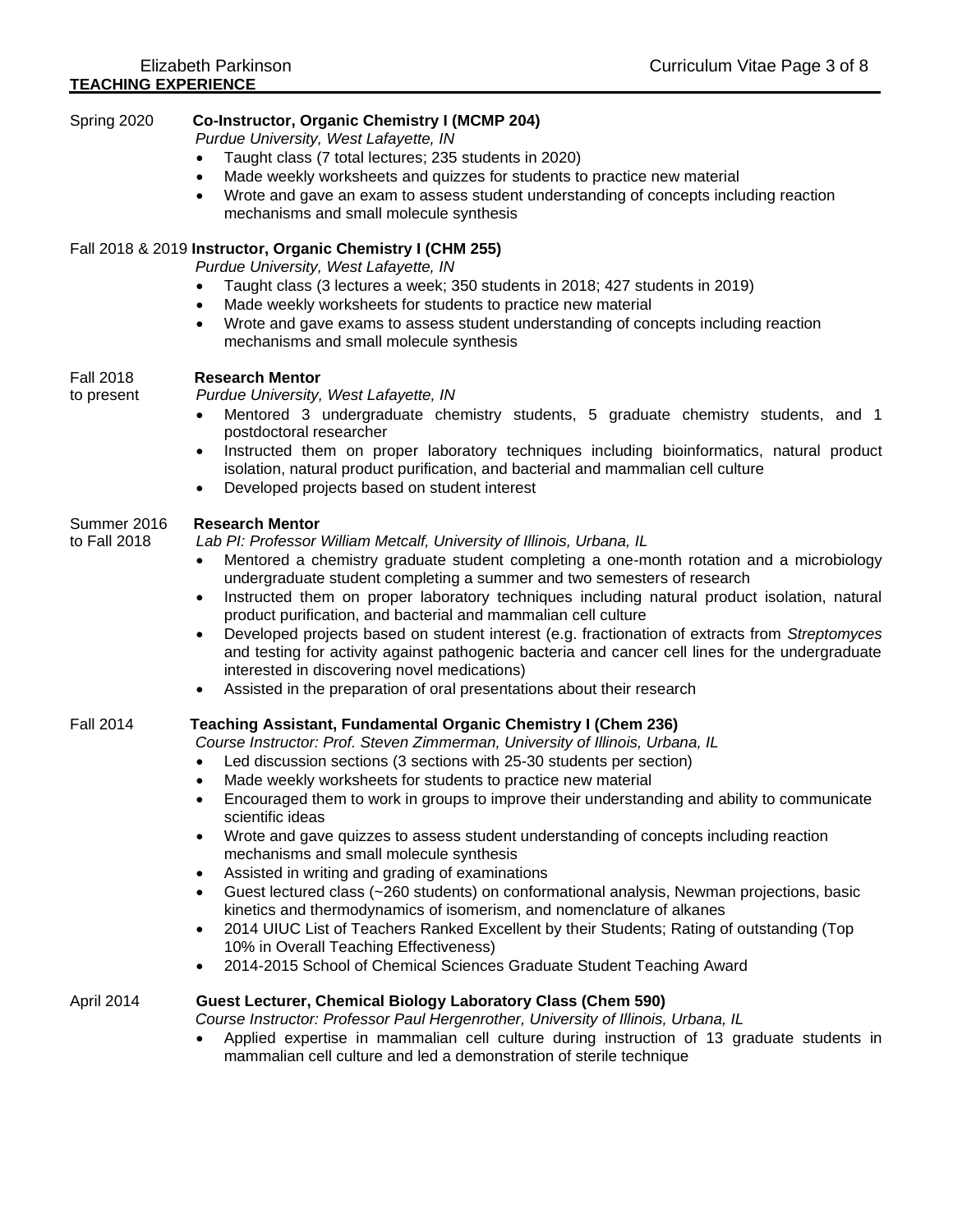## TEACHING EXPERIENCE

Spring 2020 **Co-Instructor, Organic Chemistry I (MCMP 204)**
*Purdue University, West Lafayette, IN*
- Taught class (7 total lectures; 235 students in 2020)
- Made weekly worksheets and quizzes for students to practice new material
- Wrote and gave an exam to assess student understanding of concepts including reaction mechanisms and small molecule synthesis

Fall 2018 & 2019 **Instructor, Organic Chemistry I (CHM 255)**
*Purdue University, West Lafayette, IN*
- Taught class (3 lectures a week; 350 students in 2018; 427 students in 2019)
- Made weekly worksheets for students to practice new material
- Wrote and gave exams to assess student understanding of concepts including reaction mechanisms and small molecule synthesis

Fall 2018 to present **Research Mentor**
*Purdue University, West Lafayette, IN*
- Mentored 3 undergraduate chemistry students, 5 graduate chemistry students, and 1 postdoctoral researcher
- Instructed them on proper laboratory techniques including bioinformatics, natural product isolation, natural product purification, and bacterial and mammalian cell culture
- Developed projects based on student interest

Summer 2016 to Fall 2018 **Research Mentor**
*Lab PI: Professor William Metcalf, University of Illinois, Urbana, IL*
- Mentored a chemistry graduate student completing a one-month rotation and a microbiology undergraduate student completing a summer and two semesters of research
- Instructed them on proper laboratory techniques including natural product isolation, natural product purification, and bacterial and mammalian cell culture
- Developed projects based on student interest (e.g. fractionation of extracts from *Streptomyces* and testing for activity against pathogenic bacteria and cancer cell lines for the undergraduate interested in discovering novel medications)
- Assisted in the preparation of oral presentations about their research

Fall 2014 **Teaching Assistant, Fundamental Organic Chemistry I (Chem 236)**
*Course Instructor: Prof. Steven Zimmerman, University of Illinois, Urbana, IL*
- Led discussion sections (3 sections with 25-30 students per section)
- Made weekly worksheets for students to practice new material
- Encouraged them to work in groups to improve their understanding and ability to communicate scientific ideas
- Wrote and gave quizzes to assess student understanding of concepts including reaction mechanisms and small molecule synthesis
- Assisted in writing and grading of examinations
- Guest lectured class (~260 students) on conformational analysis, Newman projections, basic kinetics and thermodynamics of isomerism, and nomenclature of alkanes
- 2014 UIUC List of Teachers Ranked Excellent by their Students; Rating of outstanding (Top 10% in Overall Teaching Effectiveness)
- 2014-2015 School of Chemical Sciences Graduate Student Teaching Award

April 2014 **Guest Lecturer, Chemical Biology Laboratory Class (Chem 590)**
*Course Instructor: Professor Paul Hergenrother, University of Illinois, Urbana, IL*
- Applied expertise in mammalian cell culture during instruction of 13 graduate students in mammalian cell culture and led a demonstration of sterile technique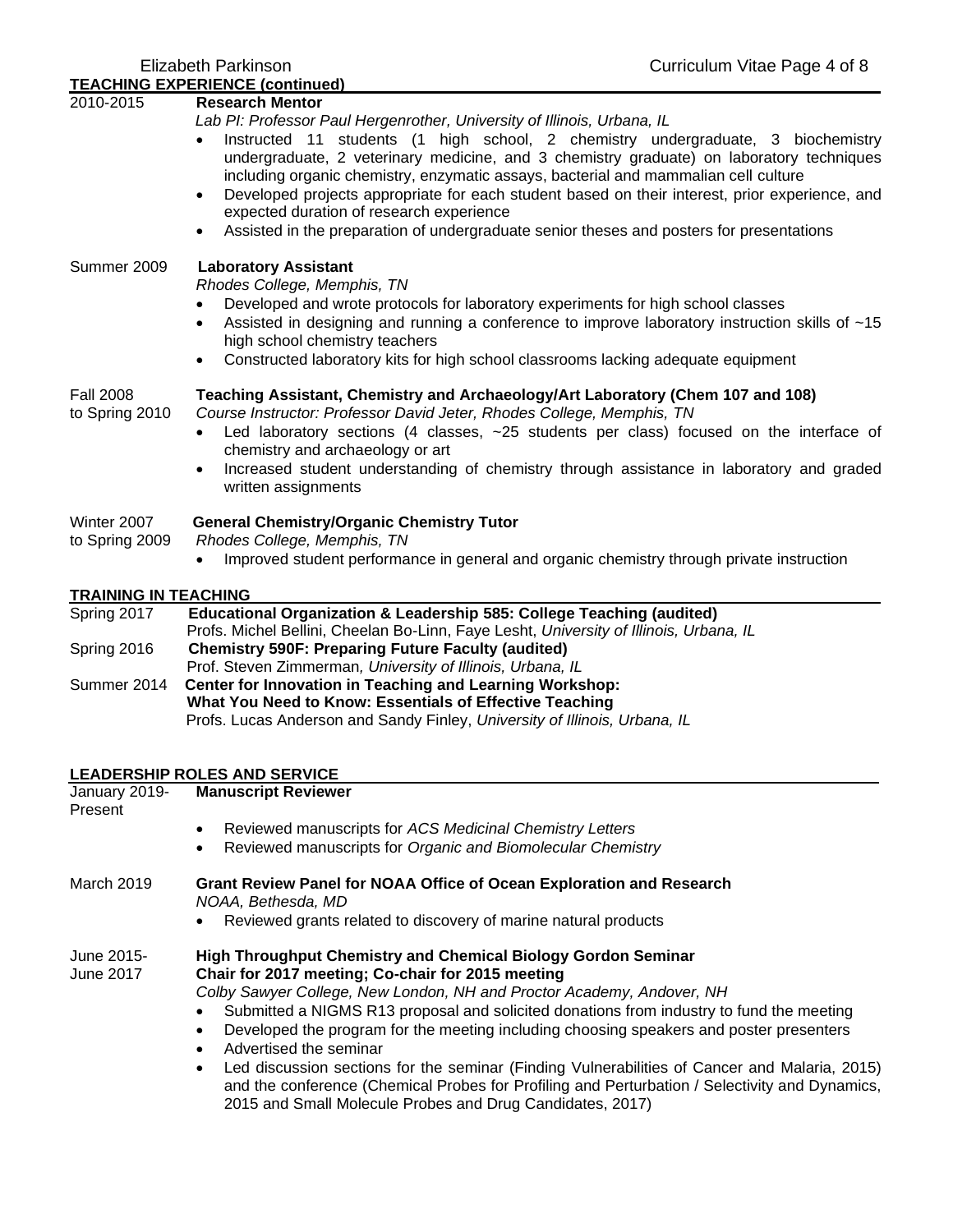## TEACHING EXPERIENCE (continued)

2010-2015 **Research Mentor**
*Lab PI: Professor Paul Hergenrother, University of Illinois, Urbana, IL*

- Instructed 11 students (1 high school, 2 chemistry undergraduate, 3 biochemistry undergraduate, 2 veterinary medicine, and 3 chemistry graduate) on laboratory techniques including organic chemistry, enzymatic assays, bacterial and mammalian cell culture
- Developed projects appropriate for each student based on their interest, prior experience, and expected duration of research experience
- Assisted in the preparation of undergraduate senior theses and posters for presentations

Summer 2009 **Laboratory Assistant**
*Rhodes College, Memphis, TN*

- Developed and wrote protocols for laboratory experiments for high school classes
- Assisted in designing and running a conference to improve laboratory instruction skills of ~15 high school chemistry teachers
- Constructed laboratory kits for high school classrooms lacking adequate equipment

Fall 2008 to Spring 2010 **Teaching Assistant, Chemistry and Archaeology/Art Laboratory (Chem 107 and 108)**
*Course Instructor: Professor David Jeter, Rhodes College, Memphis, TN*

- Led laboratory sections (4 classes, ~25 students per class) focused on the interface of chemistry and archaeology or art
- Increased student understanding of chemistry through assistance in laboratory and graded written assignments

Winter 2007 to Spring 2009 **General Chemistry/Organic Chemistry Tutor**
*Rhodes College, Memphis, TN*

- Improved student performance in general and organic chemistry through private instruction

## TRAINING IN TEACHING

Spring 2017 **Educational Organization & Leadership 585: College Teaching (audited)**
Profs. Michel Bellini, Cheelan Bo-Linn, Faye Lesht, *University of Illinois, Urbana, IL*

Spring 2016 **Chemistry 590F: Preparing Future Faculty (audited)**
Prof. Steven Zimmerman*, University of Illinois, Urbana, IL*

Summer 2014 **Center for Innovation in Teaching and Learning Workshop:**
**What You Need to Know: Essentials of Effective Teaching**
Profs. Lucas Anderson and Sandy Finley, *University of Illinois, Urbana, IL*

## LEADERSHIP ROLES AND SERVICE

January 2019-Present **Manuscript Reviewer**

- Reviewed manuscripts for *ACS Medicinal Chemistry Letters*
- Reviewed manuscripts for *Organic and Biomolecular Chemistry*

March 2019 **Grant Review Panel for NOAA Office of Ocean Exploration and Research**
*NOAA, Bethesda, MD*

- Reviewed grants related to discovery of marine natural products

June 2015-June 2017 **High Throughput Chemistry and Chemical Biology Gordon Seminar**
**Chair for 2017 meeting; Co-chair for 2015 meeting**
*Colby Sawyer College, New London, NH and Proctor Academy, Andover, NH*

- Submitted a NIGMS R13 proposal and solicited donations from industry to fund the meeting
- Developed the program for the meeting including choosing speakers and poster presenters
- Advertised the seminar
- Led discussion sections for the seminar (Finding Vulnerabilities of Cancer and Malaria, 2015) and the conference (Chemical Probes for Profiling and Perturbation / Selectivity and Dynamics, 2015 and Small Molecule Probes and Drug Candidates, 2017)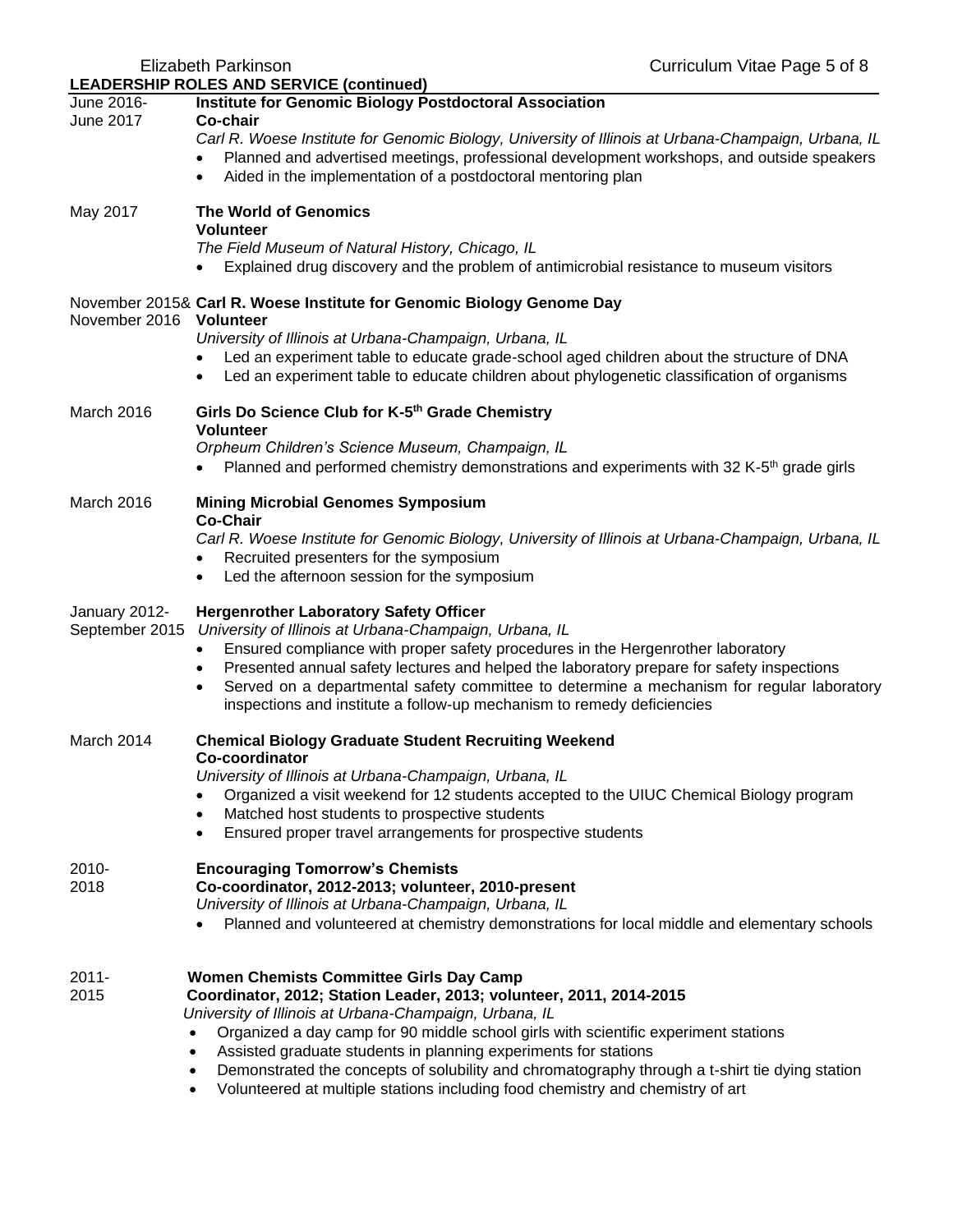## LEADERSHIP ROLES AND SERVICE (continued)

June 2016- June 2017 **Institute for Genomic Biology Postdoctoral Association**
**Co-chair**
*Carl R. Woese Institute for Genomic Biology, University of Illinois at Urbana-Champaign, Urbana, IL*

- Planned and advertised meetings, professional development workshops, and outside speakers
- Aided in the implementation of a postdoctoral mentoring plan

May 2017 **The World of Genomics**
**Volunteer**
*The Field Museum of Natural History, Chicago, IL*

- Explained drug discovery and the problem of antimicrobial resistance to museum visitors

November 2015& November 2016 **Carl R. Woese Institute for Genomic Biology Genome Day**
**Volunteer**
*University of Illinois at Urbana-Champaign, Urbana, IL*

- Led an experiment table to educate grade-school aged children about the structure of DNA
- Led an experiment table to educate children about phylogenetic classification of organisms

March 2016 **Girls Do Science Club for K-5th Grade Chemistry**
**Volunteer**
*Orpheum Children's Science Museum, Champaign, IL*

- Planned and performed chemistry demonstrations and experiments with 32 K-5th grade girls

March 2016 **Mining Microbial Genomes Symposium**
**Co-Chair**
*Carl R. Woese Institute for Genomic Biology, University of Illinois at Urbana-Champaign, Urbana, IL*

- Recruited presenters for the symposium
- Led the afternoon session for the symposium

January 2012- September 2015 **Hergenrother Laboratory Safety Officer**
*University of Illinois at Urbana-Champaign, Urbana, IL*

- Ensured compliance with proper safety procedures in the Hergenrother laboratory
- Presented annual safety lectures and helped the laboratory prepare for safety inspections
- Served on a departmental safety committee to determine a mechanism for regular laboratory inspections and institute a follow-up mechanism to remedy deficiencies

March 2014 **Chemical Biology Graduate Student Recruiting Weekend**
**Co-coordinator**
*University of Illinois at Urbana-Champaign, Urbana, IL*

- Organized a visit weekend for 12 students accepted to the UIUC Chemical Biology program
- Matched host students to prospective students
- Ensured proper travel arrangements for prospective students

2010- 2018 **Encouraging Tomorrow's Chemists**
**Co-coordinator, 2012-2013; volunteer, 2010-present**
*University of Illinois at Urbana-Champaign, Urbana, IL*

- Planned and volunteered at chemistry demonstrations for local middle and elementary schools

2011- 2015 **Women Chemists Committee Girls Day Camp**
**Coordinator, 2012; Station Leader, 2013; volunteer, 2011, 2014-2015**
*University of Illinois at Urbana-Champaign, Urbana, IL*

- Organized a day camp for 90 middle school girls with scientific experiment stations
- Assisted graduate students in planning experiments for stations
- Demonstrated the concepts of solubility and chromatography through a t-shirt tie dying station
- Volunteered at multiple stations including food chemistry and chemistry of art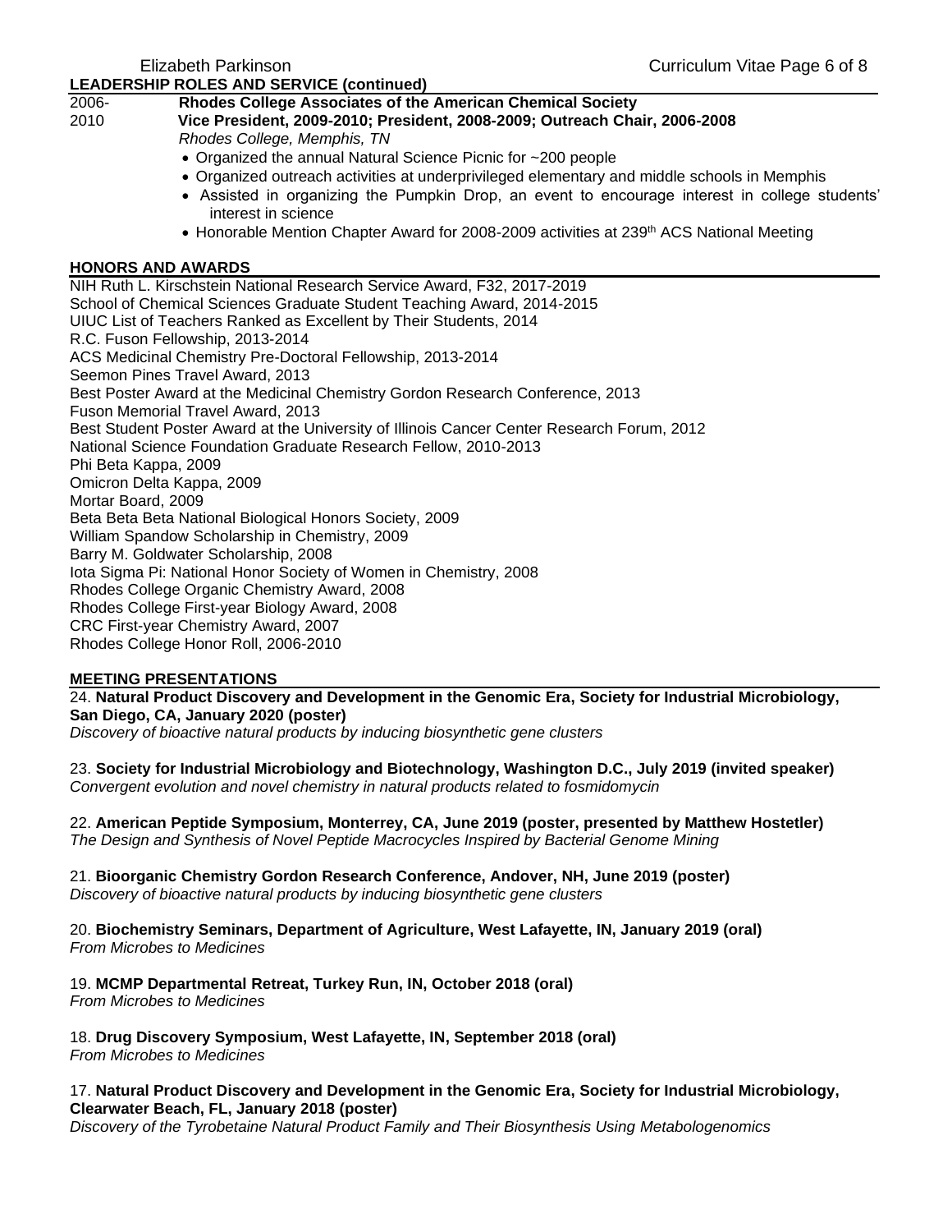## LEADERSHIP ROLES AND SERVICE (continued)

2006-2010 **Rhodes College Associates of the American Chemical Society**
**Vice President, 2009-2010; President, 2008-2009; Outreach Chair, 2006-2008**
*Rhodes College, Memphis, TN*

- Organized the annual Natural Science Picnic for ~200 people
- Organized outreach activities at underprivileged elementary and middle schools in Memphis
- Assisted in organizing the Pumpkin Drop, an event to encourage interest in college students' interest in science
- Honorable Mention Chapter Award for 2008-2009 activities at 239th ACS National Meeting

## HONORS AND AWARDS

NIH Ruth L. Kirschstein National Research Service Award, F32, 2017-2019
School of Chemical Sciences Graduate Student Teaching Award, 2014-2015
UIUC List of Teachers Ranked as Excellent by Their Students, 2014
R.C. Fuson Fellowship, 2013-2014
ACS Medicinal Chemistry Pre-Doctoral Fellowship, 2013-2014
Seemon Pines Travel Award, 2013
Best Poster Award at the Medicinal Chemistry Gordon Research Conference, 2013
Fuson Memorial Travel Award, 2013
Best Student Poster Award at the University of Illinois Cancer Center Research Forum, 2012
National Science Foundation Graduate Research Fellow, 2010-2013
Phi Beta Kappa, 2009
Omicron Delta Kappa, 2009
Mortar Board, 2009
Beta Beta Beta National Biological Honors Society, 2009
William Spandow Scholarship in Chemistry, 2009
Barry M. Goldwater Scholarship, 2008
Iota Sigma Pi: National Honor Society of Women in Chemistry, 2008
Rhodes College Organic Chemistry Award, 2008
Rhodes College First-year Biology Award, 2008
CRC First-year Chemistry Award, 2007
Rhodes College Honor Roll, 2006-2010

## MEETING PRESENTATIONS

24. **Natural Product Discovery and Development in the Genomic Era, Society for Industrial Microbiology, San Diego, CA, January 2020 (poster)**
*Discovery of bioactive natural products by inducing biosynthetic gene clusters*

23. **Society for Industrial Microbiology and Biotechnology, Washington D.C., July 2019 (invited speaker)**
*Convergent evolution and novel chemistry in natural products related to fosmidomycin*

22. **American Peptide Symposium, Monterrey, CA, June 2019 (poster, presented by Matthew Hostetler)**
*The Design and Synthesis of Novel Peptide Macrocycles Inspired by Bacterial Genome Mining*

21. **Bioorganic Chemistry Gordon Research Conference, Andover, NH, June 2019 (poster)**
*Discovery of bioactive natural products by inducing biosynthetic gene clusters*

20. **Biochemistry Seminars, Department of Agriculture, West Lafayette, IN, January 2019 (oral)**
*From Microbes to Medicines*

19. **MCMP Departmental Retreat, Turkey Run, IN, October 2018 (oral)**
*From Microbes to Medicines*

18. **Drug Discovery Symposium, West Lafayette, IN, September 2018 (oral)**
*From Microbes to Medicines*

17. **Natural Product Discovery and Development in the Genomic Era, Society for Industrial Microbiology, Clearwater Beach, FL, January 2018 (poster)**
*Discovery of the Tyrobetaine Natural Product Family and Their Biosynthesis Using Metabologenomics*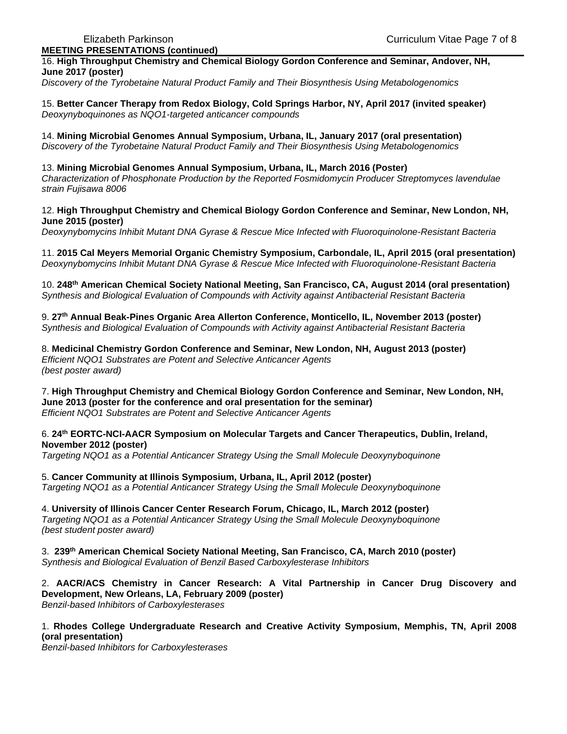## MEETING PRESENTATIONS (continued)

16. **High Throughput Chemistry and Chemical Biology Gordon Conference and Seminar, Andover, NH, June 2017 (poster)**
*Discovery of the Tyrobetaine Natural Product Family and Their Biosynthesis Using Metabologenomics*

15. **Better Cancer Therapy from Redox Biology, Cold Springs Harbor, NY, April 2017 (invited speaker)**
*Deoxynyboquinones as NQO1-targeted anticancer compounds*

14. **Mining Microbial Genomes Annual Symposium, Urbana, IL, January 2017 (oral presentation)**
*Discovery of the Tyrobetaine Natural Product Family and Their Biosynthesis Using Metabologenomics*

13. **Mining Microbial Genomes Annual Symposium, Urbana, IL, March 2016 (Poster)**
*Characterization of Phosphonate Production by the Reported Fosmidomycin Producer Streptomyces lavendulae strain Fujisawa 8006*

12. **High Throughput Chemistry and Chemical Biology Gordon Conference and Seminar, New London, NH, June 2015 (poster)**
*Deoxynybomycins Inhibit Mutant DNA Gyrase & Rescue Mice Infected with Fluoroquinolone-Resistant Bacteria*

11. **2015 Cal Meyers Memorial Organic Chemistry Symposium, Carbondale, IL, April 2015 (oral presentation)**
*Deoxynybomycins Inhibit Mutant DNA Gyrase & Rescue Mice Infected with Fluoroquinolone-Resistant Bacteria*

10. **248th American Chemical Society National Meeting, San Francisco, CA, August 2014 (oral presentation)**
*Synthesis and Biological Evaluation of Compounds with Activity against Antibacterial Resistant Bacteria*

9. **27th Annual Beak-Pines Organic Area Allerton Conference, Monticello, IL, November 2013 (poster)**
*Synthesis and Biological Evaluation of Compounds with Activity against Antibacterial Resistant Bacteria*

8. **Medicinal Chemistry Gordon Conference and Seminar, New London, NH, August 2013 (poster)**
*Efficient NQO1 Substrates are Potent and Selective Anticancer Agents*
*(best poster award)*

7. **High Throughput Chemistry and Chemical Biology Gordon Conference and Seminar, New London, NH, June 2013 (poster for the conference and oral presentation for the seminar)**
*Efficient NQO1 Substrates are Potent and Selective Anticancer Agents*

6. **24th EORTC-NCI-AACR Symposium on Molecular Targets and Cancer Therapeutics, Dublin, Ireland, November 2012 (poster)**
*Targeting NQO1 as a Potential Anticancer Strategy Using the Small Molecule Deoxynyboquinone*

5. **Cancer Community at Illinois Symposium, Urbana, IL, April 2012 (poster)**
*Targeting NQO1 as a Potential Anticancer Strategy Using the Small Molecule Deoxynyboquinone*

4. **University of Illinois Cancer Center Research Forum, Chicago, IL, March 2012 (poster)**
*Targeting NQO1 as a Potential Anticancer Strategy Using the Small Molecule Deoxynyboquinone*
*(best student poster award)*

3. **239th American Chemical Society National Meeting, San Francisco, CA, March 2010 (poster)**
*Synthesis and Biological Evaluation of Benzil Based Carboxylesterase Inhibitors*

2. **AACR/ACS Chemistry in Cancer Research: A Vital Partnership in Cancer Drug Discovery and Development, New Orleans, LA, February 2009 (poster)**
*Benzil-based Inhibitors of Carboxylesterases*

1. **Rhodes College Undergraduate Research and Creative Activity Symposium, Memphis, TN, April 2008 (oral presentation)**
*Benzil-based Inhibitors for Carboxylesterases*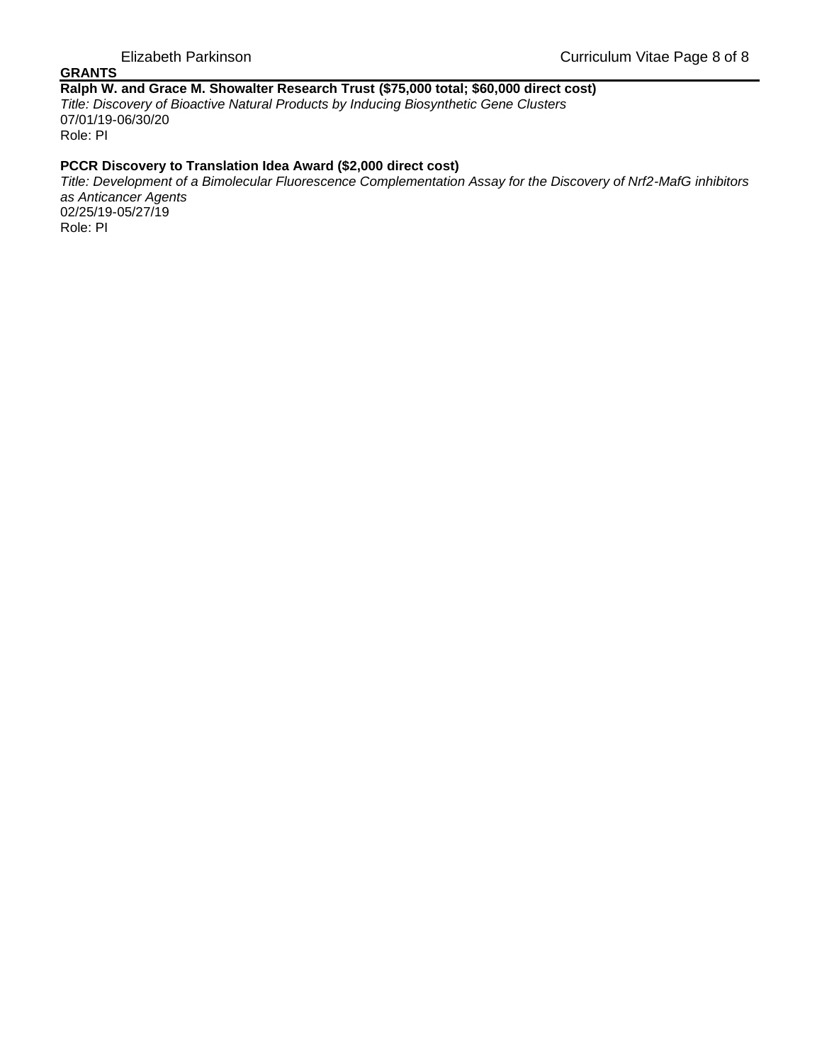## GRANTS

**Ralph W. and Grace M. Showalter Research Trust ($75,000 total; $60,000 direct cost)**
*Title: Discovery of Bioactive Natural Products by Inducing Biosynthetic Gene Clusters*
07/01/19-06/30/20
Role: PI

**PCCR Discovery to Translation Idea Award ($2,000 direct cost)**
*Title: Development of a Bimolecular Fluorescence Complementation Assay for the Discovery of Nrf2-MafG inhibitors as Anticancer Agents*
02/25/19-05/27/19
Role: PI